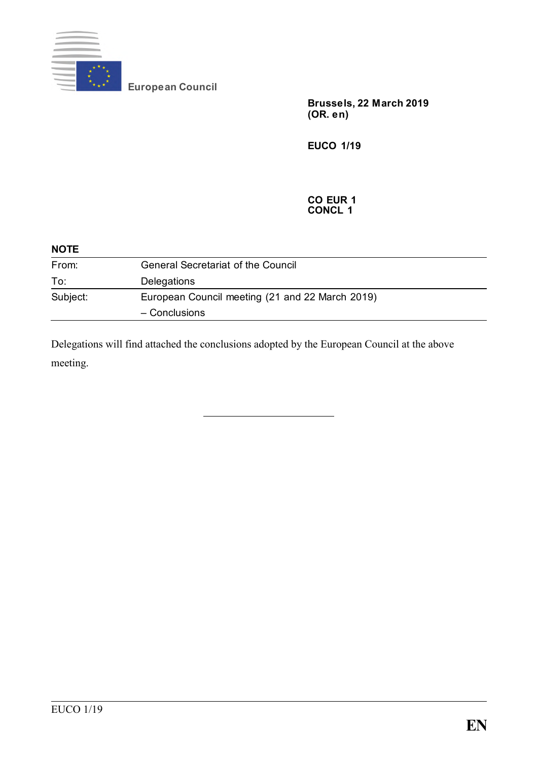European Council

**Brussels, 22 March 2019**
**(OR. en)**

**EUCO 1/19**

**CO EUR 1**
**CONCL 1**

**NOTE**

| | |
|---|---|
| From: | General Secretariat of the Council |
| To: | Delegations |
| Subject: | European Council meeting (21 and 22 March 2019) – Conclusions |

Delegations will find attached the conclusions adopted by the European Council at the above meeting.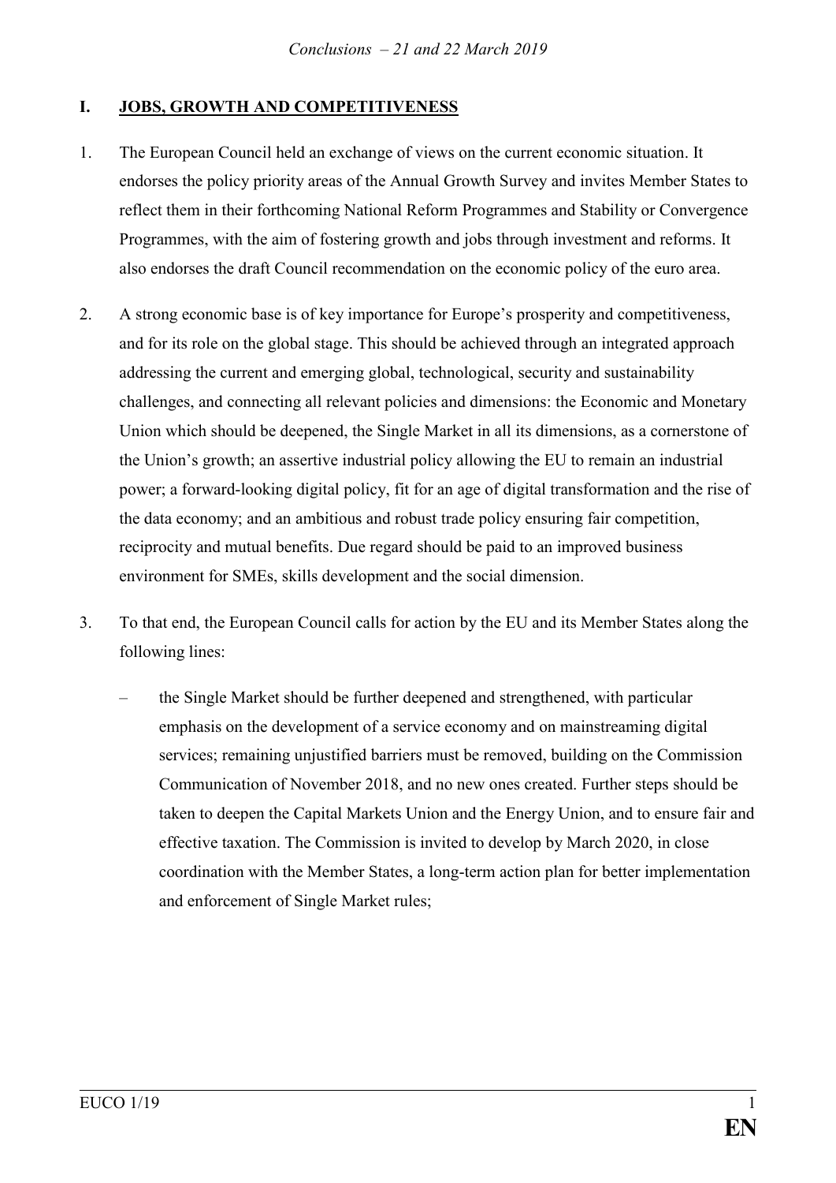## I. JOBS, GROWTH AND COMPETITIVENESS

1. The European Council held an exchange of views on the current economic situation. It endorses the policy priority areas of the Annual Growth Survey and invites Member States to reflect them in their forthcoming National Reform Programmes and Stability or Convergence Programmes, with the aim of fostering growth and jobs through investment and reforms. It also endorses the draft Council recommendation on the economic policy of the euro area.

2. A strong economic base is of key importance for Europe's prosperity and competitiveness, and for its role on the global stage. This should be achieved through an integrated approach addressing the current and emerging global, technological, security and sustainability challenges, and connecting all relevant policies and dimensions: the Economic and Monetary Union which should be deepened, the Single Market in all its dimensions, as a cornerstone of the Union's growth; an assertive industrial policy allowing the EU to remain an industrial power; a forward-looking digital policy, fit for an age of digital transformation and the rise of the data economy; and an ambitious and robust trade policy ensuring fair competition, reciprocity and mutual benefits. Due regard should be paid to an improved business environment for SMEs, skills development and the social dimension.

3. To that end, the European Council calls for action by the EU and its Member States along the following lines:

   – the Single Market should be further deepened and strengthened, with particular emphasis on the development of a service economy and on mainstreaming digital services; remaining unjustified barriers must be removed, building on the Commission Communication of November 2018, and no new ones created. Further steps should be taken to deepen the Capital Markets Union and the Energy Union, and to ensure fair and effective taxation. The Commission is invited to develop by March 2020, in close coordination with the Member States, a long-term action plan for better implementation and enforcement of Single Market rules;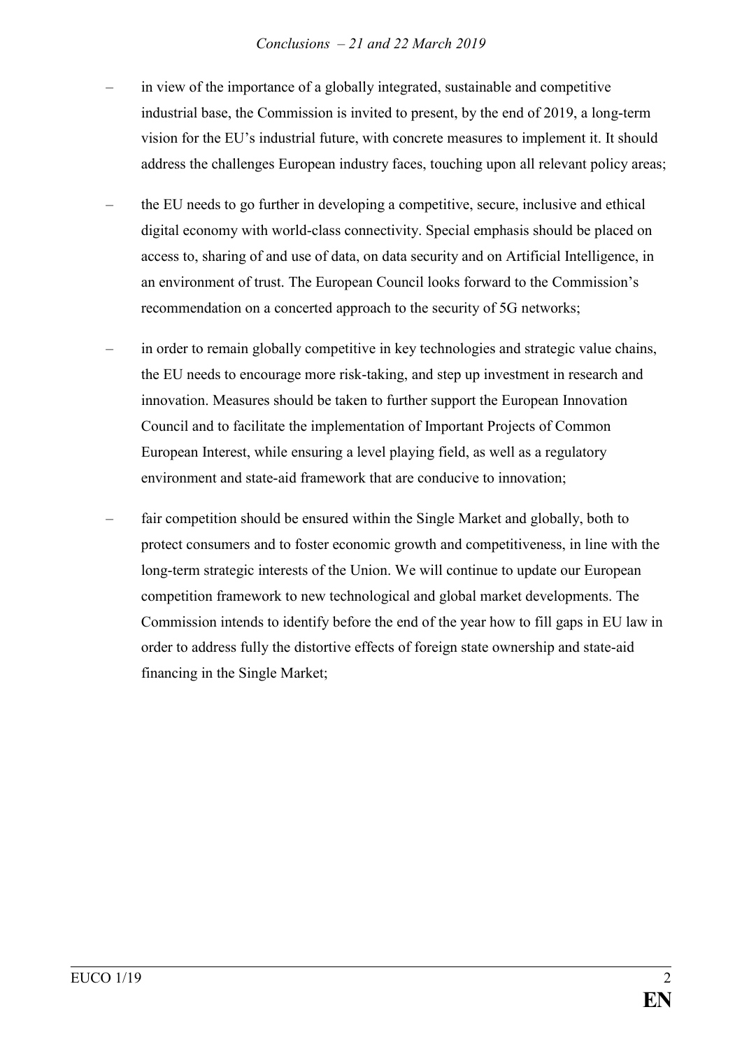- in view of the importance of a globally integrated, sustainable and competitive industrial base, the Commission is invited to present, by the end of 2019, a long-term vision for the EU's industrial future, with concrete measures to implement it. It should address the challenges European industry faces, touching upon all relevant policy areas;

- the EU needs to go further in developing a competitive, secure, inclusive and ethical digital economy with world-class connectivity. Special emphasis should be placed on access to, sharing of and use of data, on data security and on Artificial Intelligence, in an environment of trust. The European Council looks forward to the Commission's recommendation on a concerted approach to the security of 5G networks;

- in order to remain globally competitive in key technologies and strategic value chains, the EU needs to encourage more risk-taking, and step up investment in research and innovation. Measures should be taken to further support the European Innovation Council and to facilitate the implementation of Important Projects of Common European Interest, while ensuring a level playing field, as well as a regulatory environment and state-aid framework that are conducive to innovation;

- fair competition should be ensured within the Single Market and globally, both to protect consumers and to foster economic growth and competitiveness, in line with the long-term strategic interests of the Union. We will continue to update our European competition framework to new technological and global market developments. The Commission intends to identify before the end of the year how to fill gaps in EU law in order to address fully the distortive effects of foreign state ownership and state-aid financing in the Single Market;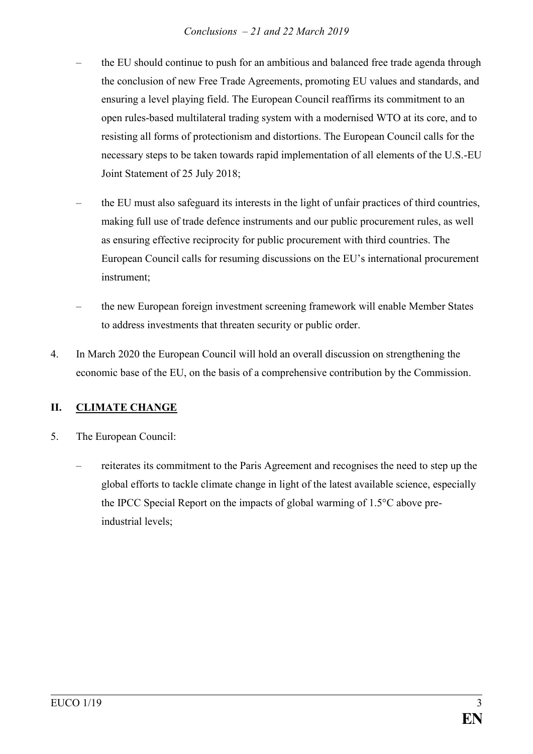- the EU should continue to push for an ambitious and balanced free trade agenda through the conclusion of new Free Trade Agreements, promoting EU values and standards, and ensuring a level playing field. The European Council reaffirms its commitment to an open rules-based multilateral trading system with a modernised WTO at its core, and to resisting all forms of protectionism and distortions. The European Council calls for the necessary steps to be taken towards rapid implementation of all elements of the U.S.-EU Joint Statement of 25 July 2018;
- the EU must also safeguard its interests in the light of unfair practices of third countries, making full use of trade defence instruments and our public procurement rules, as well as ensuring effective reciprocity for public procurement with third countries. The European Council calls for resuming discussions on the EU's international procurement instrument;
- the new European foreign investment screening framework will enable Member States to address investments that threaten security or public order.

4. In March 2020 the European Council will hold an overall discussion on strengthening the economic base of the EU, on the basis of a comprehensive contribution by the Commission.

## II. CLIMATE CHANGE

5. The European Council:
   - reiterates its commitment to the Paris Agreement and recognises the need to step up the global efforts to tackle climate change in light of the latest available science, especially the IPCC Special Report on the impacts of global warming of 1.5°C above pre-industrial levels;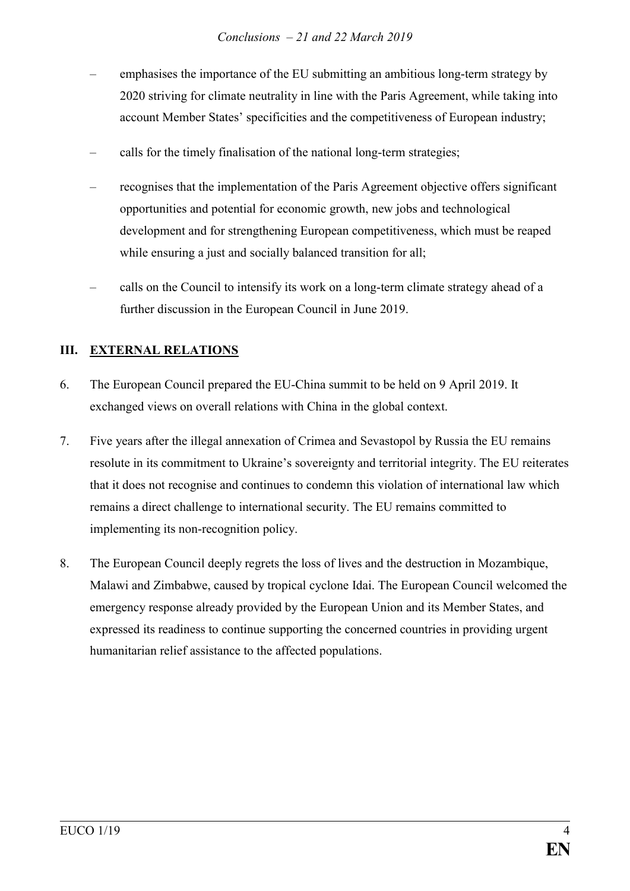– emphasises the importance of the EU submitting an ambitious long-term strategy by 2020 striving for climate neutrality in line with the Paris Agreement, while taking into account Member States' specificities and the competitiveness of European industry;

– calls for the timely finalisation of the national long-term strategies;

– recognises that the implementation of the Paris Agreement objective offers significant opportunities and potential for economic growth, new jobs and technological development and for strengthening European competitiveness, which must be reaped while ensuring a just and socially balanced transition for all;

– calls on the Council to intensify its work on a long-term climate strategy ahead of a further discussion in the European Council in June 2019.

## III. EXTERNAL RELATIONS

6. The European Council prepared the EU-China summit to be held on 9 April 2019. It exchanged views on overall relations with China in the global context.

7. Five years after the illegal annexation of Crimea and Sevastopol by Russia the EU remains resolute in its commitment to Ukraine's sovereignty and territorial integrity. The EU reiterates that it does not recognise and continues to condemn this violation of international law which remains a direct challenge to international security. The EU remains committed to implementing its non-recognition policy.

8. The European Council deeply regrets the loss of lives and the destruction in Mozambique, Malawi and Zimbabwe, caused by tropical cyclone Idai. The European Council welcomed the emergency response already provided by the European Union and its Member States, and expressed its readiness to continue supporting the concerned countries in providing urgent humanitarian relief assistance to the affected populations.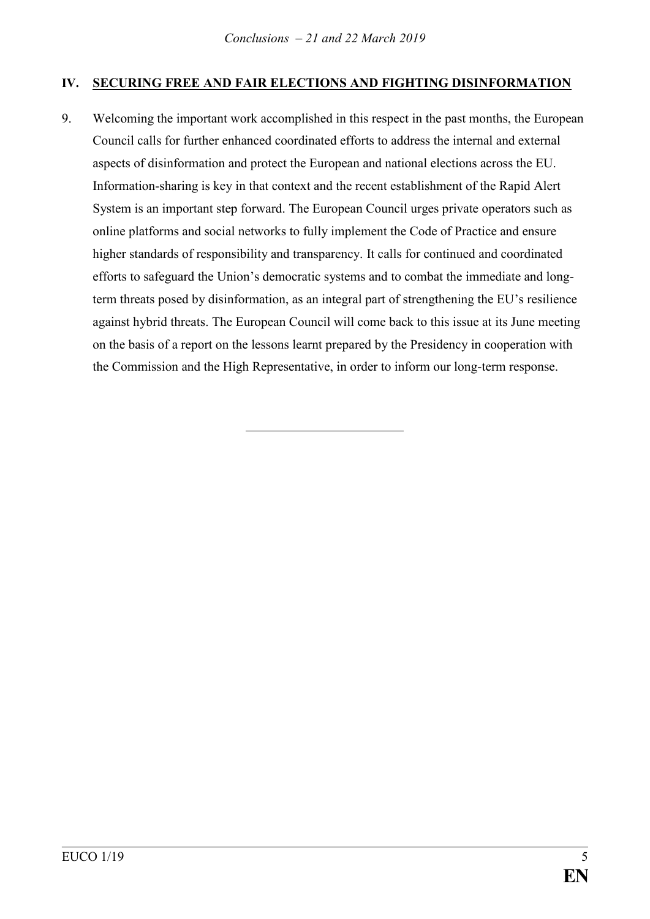## IV. SECURING FREE AND FAIR ELECTIONS AND FIGHTING DISINFORMATION

9. Welcoming the important work accomplished in this respect in the past months, the European Council calls for further enhanced coordinated efforts to address the internal and external aspects of disinformation and protect the European and national elections across the EU. Information-sharing is key in that context and the recent establishment of the Rapid Alert System is an important step forward. The European Council urges private operators such as online platforms and social networks to fully implement the Code of Practice and ensure higher standards of responsibility and transparency. It calls for continued and coordinated efforts to safeguard the Union's democratic systems and to combat the immediate and long-term threats posed by disinformation, as an integral part of strengthening the EU's resilience against hybrid threats. The European Council will come back to this issue at its June meeting on the basis of a report on the lessons learnt prepared by the Presidency in cooperation with the Commission and the High Representative, in order to inform our long-term response.